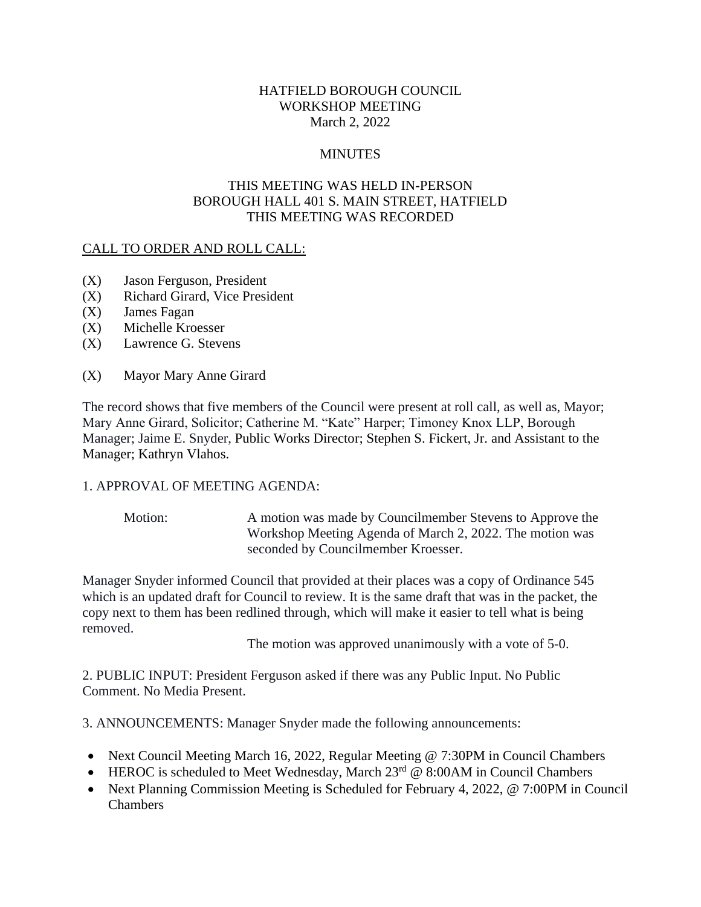# HATFIELD BOROUGH COUNCIL
## WORKSHOP MEETING
### March 2, 2022

### MINUTES

THIS MEETING WAS HELD IN-PERSON
BOROUGH HALL 401 S. MAIN STREET, HATFIELD
THIS MEETING WAS RECORDED

<u>CALL TO ORDER AND ROLL CALL:</u>

(X) Jason Ferguson, President
(X) Richard Girard, Vice President
(X) James Fagan
(X) Michelle Kroesser
(X) Lawrence G. Stevens

(X) Mayor Mary Anne Girard

The record shows that five members of the Council were present at roll call, as well as, Mayor; Mary Anne Girard, Solicitor; Catherine M. "Kate" Harper; Timoney Knox LLP, Borough Manager; Jaime E. Snyder, Public Works Director; Stephen S. Fickert, Jr. and Assistant to the Manager; Kathryn Vlahos.

1. APPROVAL OF MEETING AGENDA:

Motion: A motion was made by Councilmember Stevens to Approve the Workshop Meeting Agenda of March 2, 2022. The motion was seconded by Councilmember Kroesser.

Manager Snyder informed Council that provided at their places was a copy of Ordinance 545 which is an updated draft for Council to review. It is the same draft that was in the packet, the copy next to them has been redlined through, which will make it easier to tell what is being removed.

The motion was approved unanimously with a vote of 5-0.

2. PUBLIC INPUT: President Ferguson asked if there was any Public Input. No Public Comment. No Media Present.

3. ANNOUNCEMENTS: Manager Snyder made the following announcements:

- Next Council Meeting March 16, 2022, Regular Meeting @ 7:30PM in Council Chambers
- HEROC is scheduled to Meet Wednesday, March 23rd @ 8:00AM in Council Chambers
- Next Planning Commission Meeting is Scheduled for February 4, 2022, @ 7:00PM in Council Chambers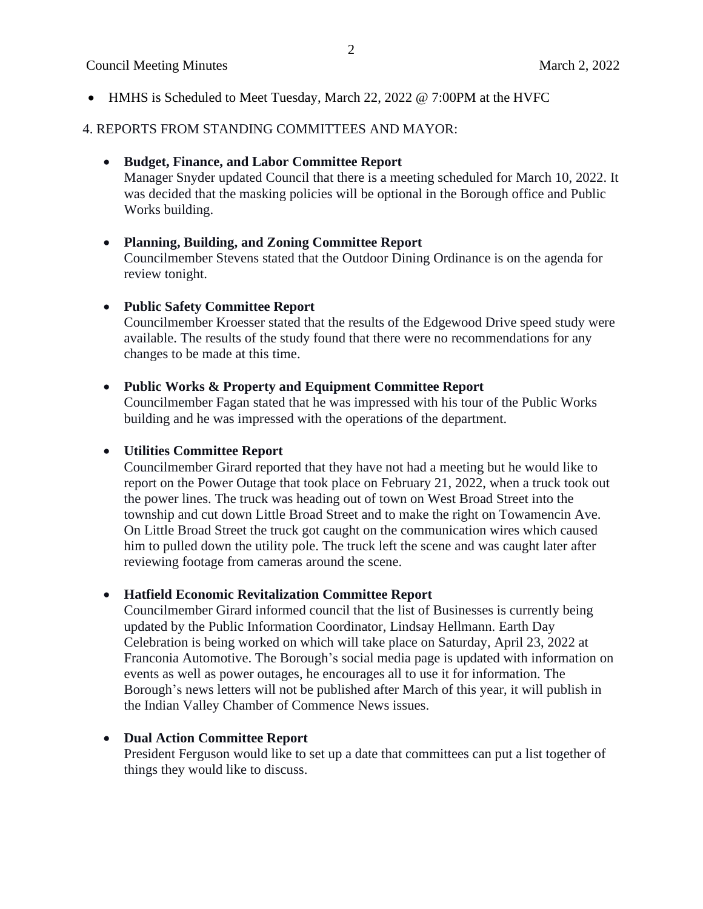- HMHS is Scheduled to Meet Tuesday, March 22, 2022 @ 7:00PM at the HVFC

4. REPORTS FROM STANDING COMMITTEES AND MAYOR:

- **Budget, Finance, and Labor Committee Report**
  Manager Snyder updated Council that there is a meeting scheduled for March 10, 2022. It was decided that the masking policies will be optional in the Borough office and Public Works building.

- **Planning, Building, and Zoning Committee Report**
  Councilmember Stevens stated that the Outdoor Dining Ordinance is on the agenda for review tonight.

- **Public Safety Committee Report**
  Councilmember Kroesser stated that the results of the Edgewood Drive speed study were available. The results of the study found that there were no recommendations for any changes to be made at this time.

- **Public Works & Property and Equipment Committee Report**
  Councilmember Fagan stated that he was impressed with his tour of the Public Works building and he was impressed with the operations of the department.

- **Utilities Committee Report**
  Councilmember Girard reported that they have not had a meeting but he would like to report on the Power Outage that took place on February 21, 2022, when a truck took out the power lines. The truck was heading out of town on West Broad Street into the township and cut down Little Broad Street and to make the right on Towamencin Ave. On Little Broad Street the truck got caught on the communication wires which caused him to pulled down the utility pole. The truck left the scene and was caught later after reviewing footage from cameras around the scene.

- **Hatfield Economic Revitalization Committee Report**
  Councilmember Girard informed council that the list of Businesses is currently being updated by the Public Information Coordinator, Lindsay Hellmann. Earth Day Celebration is being worked on which will take place on Saturday, April 23, 2022 at Franconia Automotive. The Borough's social media page is updated with information on events as well as power outages, he encourages all to use it for information. The Borough's news letters will not be published after March of this year, it will publish in the Indian Valley Chamber of Commence News issues.

- **Dual Action Committee Report**
  President Ferguson would like to set up a date that committees can put a list together of things they would like to discuss.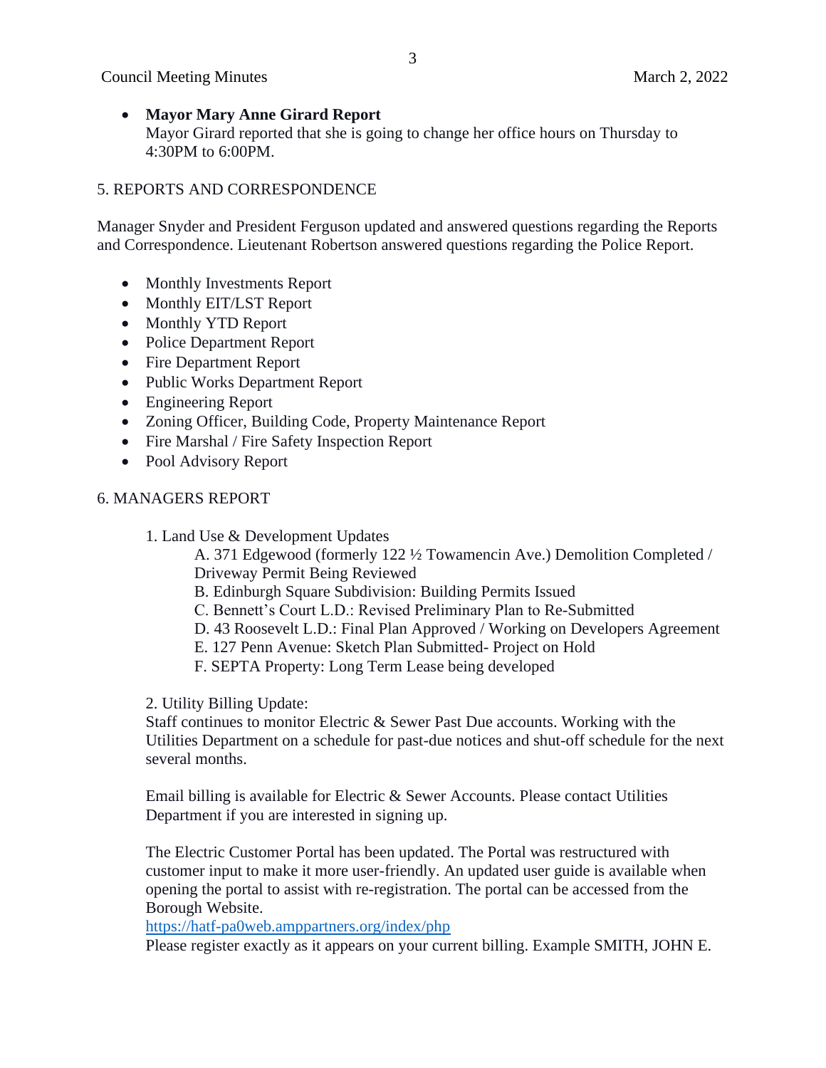- **Mayor Mary Anne Girard Report**
  Mayor Girard reported that she is going to change her office hours on Thursday to 4:30PM to 6:00PM.

5. REPORTS AND CORRESPONDENCE

Manager Snyder and President Ferguson updated and answered questions regarding the Reports and Correspondence. Lieutenant Robertson answered questions regarding the Police Report.

- Monthly Investments Report
- Monthly EIT/LST Report
- Monthly YTD Report
- Police Department Report
- Fire Department Report
- Public Works Department Report
- Engineering Report
- Zoning Officer, Building Code, Property Maintenance Report
- Fire Marshal / Fire Safety Inspection Report
- Pool Advisory Report

6. MANAGERS REPORT

1. Land Use & Development Updates
   A. 371 Edgewood (formerly 122 ½ Towamencin Ave.) Demolition Completed / Driveway Permit Being Reviewed
   B. Edinburgh Square Subdivision: Building Permits Issued
   C. Bennett's Court L.D.: Revised Preliminary Plan to Re-Submitted
   D. 43 Roosevelt L.D.: Final Plan Approved / Working on Developers Agreement
   E. 127 Penn Avenue: Sketch Plan Submitted- Project on Hold
   F. SEPTA Property: Long Term Lease being developed

2. Utility Billing Update:
   Staff continues to monitor Electric & Sewer Past Due accounts. Working with the Utilities Department on a schedule for past-due notices and shut-off schedule for the next several months.

   Email billing is available for Electric & Sewer Accounts. Please contact Utilities Department if you are interested in signing up.

   The Electric Customer Portal has been updated. The Portal was restructured with customer input to make it more user-friendly. An updated user guide is available when opening the portal to assist with re-registration. The portal can be accessed from the Borough Website.
   https://hatf-pa0web.amppartners.org/index/php
   Please register exactly as it appears on your current billing. Example SMITH, JOHN E.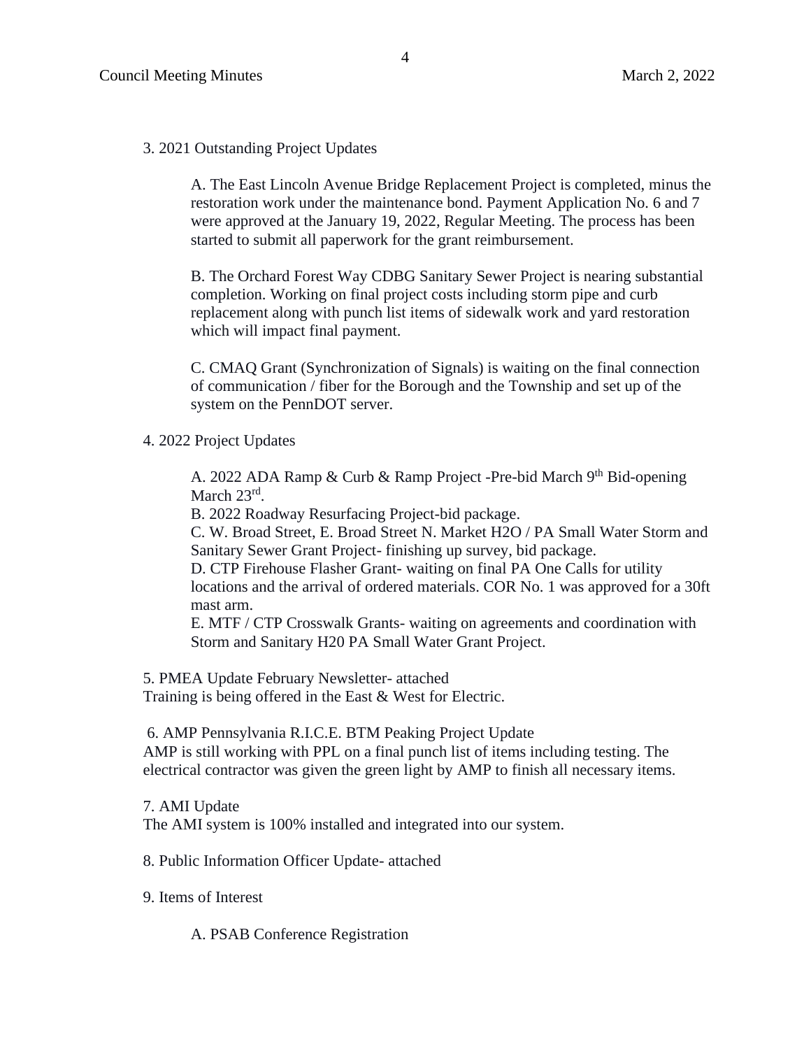3. 2021 Outstanding Project Updates

A. The East Lincoln Avenue Bridge Replacement Project is completed, minus the restoration work under the maintenance bond. Payment Application No. 6 and 7 were approved at the January 19, 2022, Regular Meeting. The process has been started to submit all paperwork for the grant reimbursement.

B. The Orchard Forest Way CDBG Sanitary Sewer Project is nearing substantial completion. Working on final project costs including storm pipe and curb replacement along with punch list items of sidewalk work and yard restoration which will impact final payment.

C. CMAQ Grant (Synchronization of Signals) is waiting on the final connection of communication / fiber for the Borough and the Township and set up of the system on the PennDOT server.

4. 2022 Project Updates

A. 2022 ADA Ramp & Curb & Ramp Project -Pre-bid March 9th Bid-opening March 23rd.
B. 2022 Roadway Resurfacing Project-bid package.
C. W. Broad Street, E. Broad Street N. Market H2O / PA Small Water Storm and Sanitary Sewer Grant Project- finishing up survey, bid package.
D. CTP Firehouse Flasher Grant- waiting on final PA One Calls for utility locations and the arrival of ordered materials. COR No. 1 was approved for a 30ft mast arm.
E. MTF / CTP Crosswalk Grants- waiting on agreements and coordination with Storm and Sanitary H20 PA Small Water Grant Project.

5. PMEA Update February Newsletter- attached
Training is being offered in the East & West for Electric.

6. AMP Pennsylvania R.I.C.E. BTM Peaking Project Update
AMP is still working with PPL on a final punch list of items including testing. The electrical contractor was given the green light by AMP to finish all necessary items.

7. AMI Update
The AMI system is 100% installed and integrated into our system.

8. Public Information Officer Update- attached

9. Items of Interest

A. PSAB Conference Registration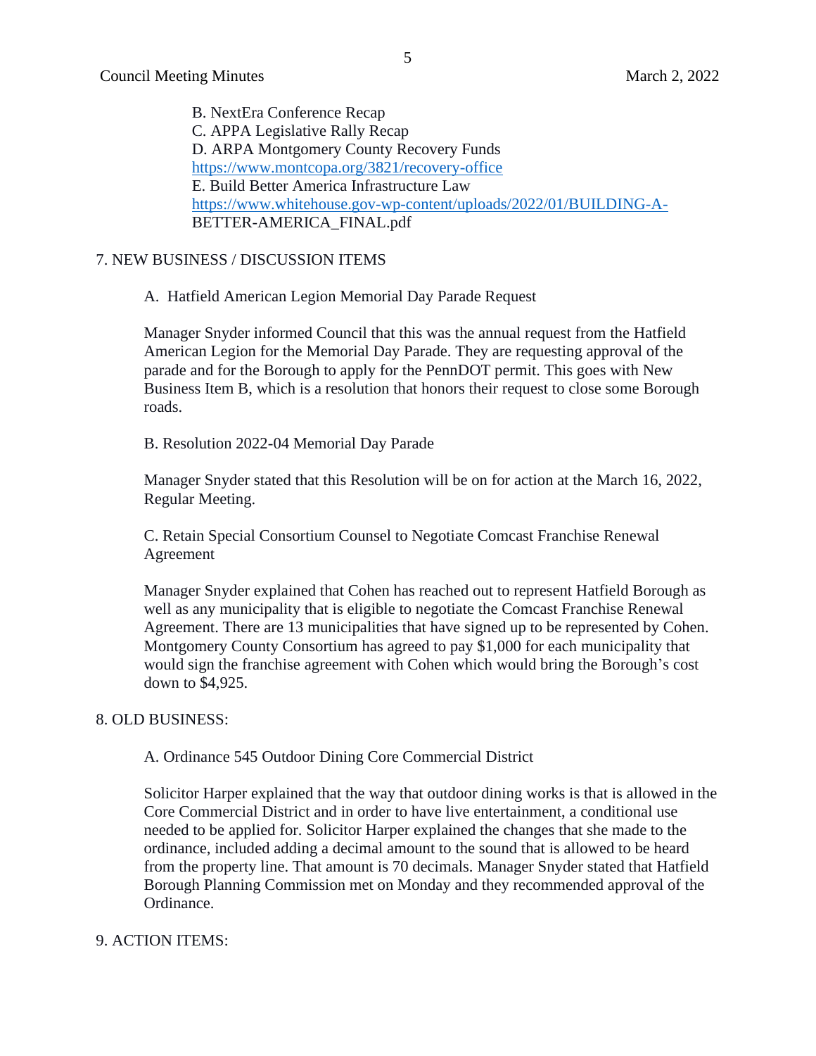B. NextEra Conference Recap
C. APPA Legislative Rally Recap
D. ARPA Montgomery County Recovery Funds
https://www.montcopa.org/3821/recovery-office
E. Build Better America Infrastructure Law
https://www.whitehouse.gov-wp-content/uploads/2022/01/BUILDING-A-BETTER-AMERICA_FINAL.pdf

## 7. NEW BUSINESS / DISCUSSION ITEMS

A. Hatfield American Legion Memorial Day Parade Request

Manager Snyder informed Council that this was the annual request from the Hatfield American Legion for the Memorial Day Parade. They are requesting approval of the parade and for the Borough to apply for the PennDOT permit. This goes with New Business Item B, which is a resolution that honors their request to close some Borough roads.

B. Resolution 2022-04 Memorial Day Parade

Manager Snyder stated that this Resolution will be on for action at the March 16, 2022, Regular Meeting.

C. Retain Special Consortium Counsel to Negotiate Comcast Franchise Renewal Agreement

Manager Snyder explained that Cohen has reached out to represent Hatfield Borough as well as any municipality that is eligible to negotiate the Comcast Franchise Renewal Agreement. There are 13 municipalities that have signed up to be represented by Cohen. Montgomery County Consortium has agreed to pay $1,000 for each municipality that would sign the franchise agreement with Cohen which would bring the Borough's cost down to $4,925.

## 8. OLD BUSINESS:

A. Ordinance 545 Outdoor Dining Core Commercial District

Solicitor Harper explained that the way that outdoor dining works is that is allowed in the Core Commercial District and in order to have live entertainment, a conditional use needed to be applied for. Solicitor Harper explained the changes that she made to the ordinance, included adding a decimal amount to the sound that is allowed to be heard from the property line. That amount is 70 decimals. Manager Snyder stated that Hatfield Borough Planning Commission met on Monday and they recommended approval of the Ordinance.

## 9. ACTION ITEMS: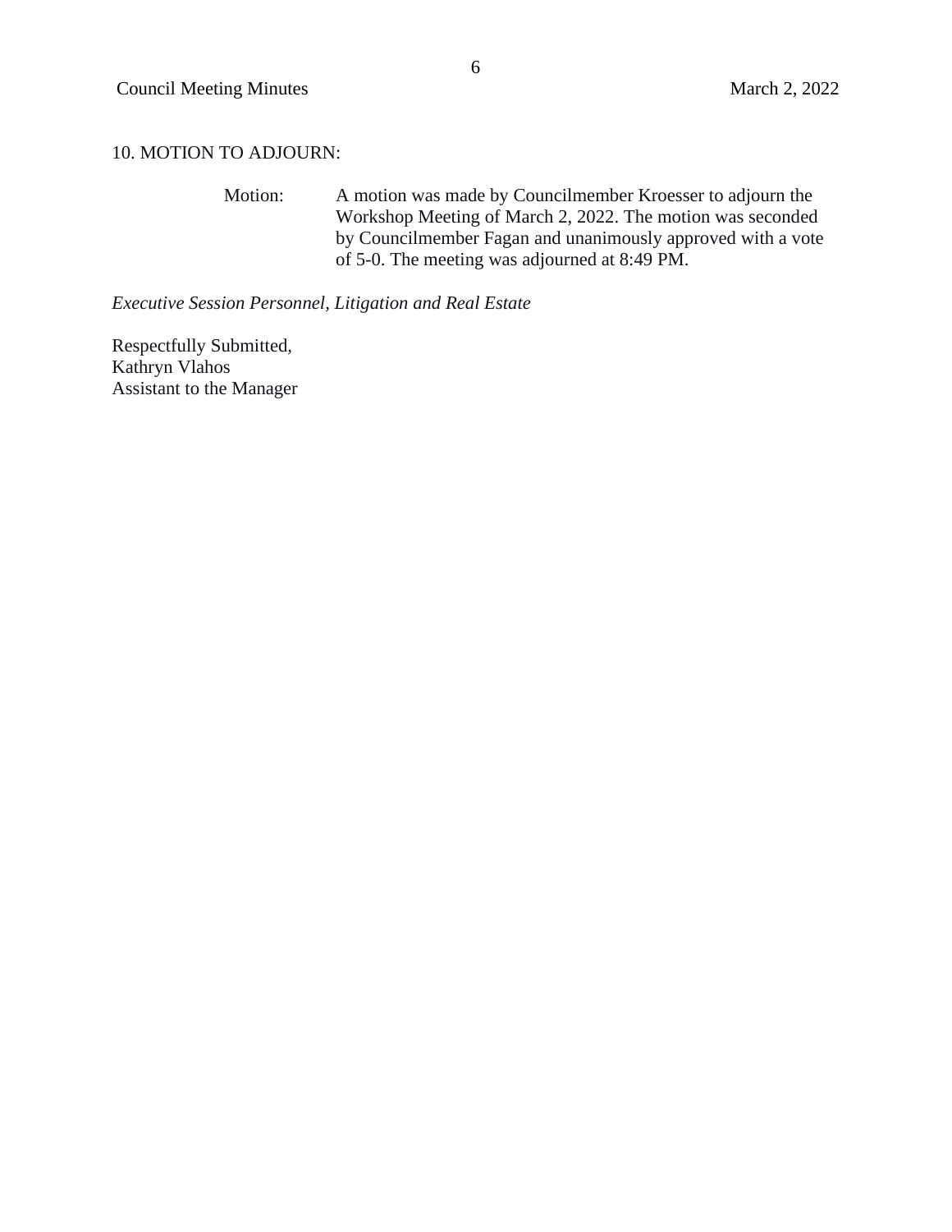10. MOTION TO ADJOURN:

Motion: A motion was made by Councilmember Kroesser to adjourn the Workshop Meeting of March 2, 2022. The motion was seconded by Councilmember Fagan and unanimously approved with a vote of 5-0. The meeting was adjourned at 8:49 PM.

*Executive Session Personnel, Litigation and Real Estate*

Respectfully Submitted,
Kathryn Vlahos
Assistant to the Manager